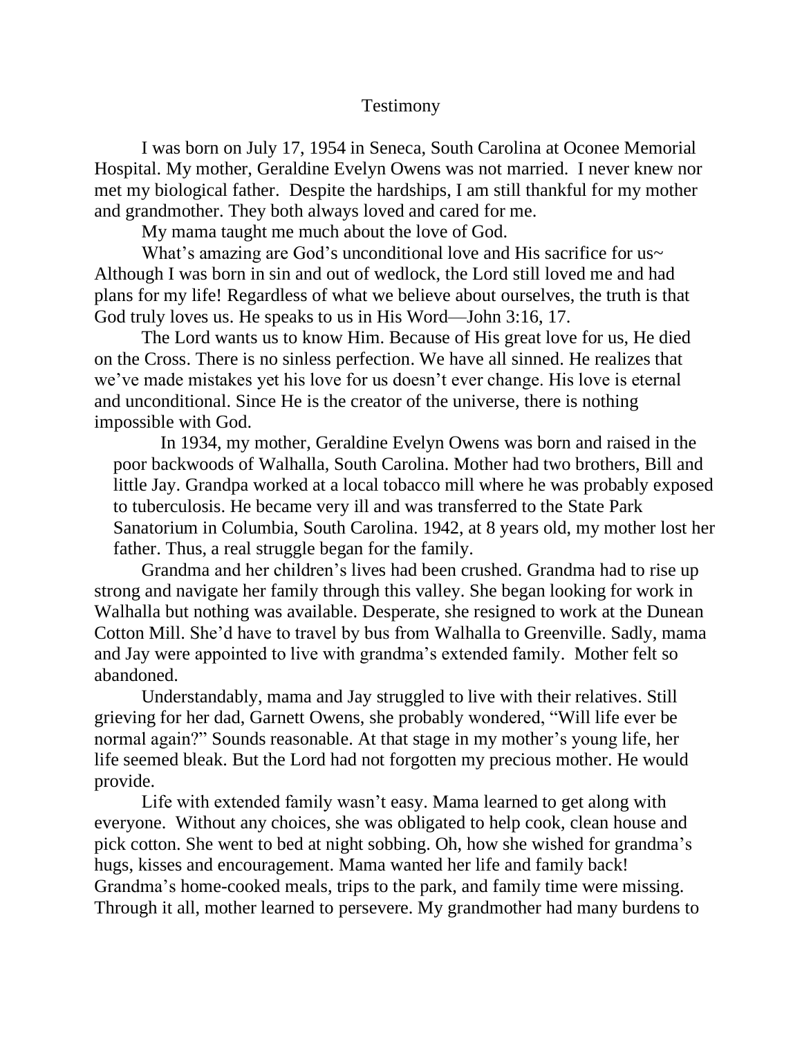# Testimony

I was born on July 17, 1954 in Seneca, South Carolina at Oconee Memorial Hospital. My mother, Geraldine Evelyn Owens was not married. I never knew nor met my biological father. Despite the hardships, I am still thankful for my mother and grandmother. They both always loved and cared for me.

My mama taught me much about the love of God.

What's amazing are God's unconditional love and His sacrifice for us~ Although I was born in sin and out of wedlock, the Lord still loved me and had plans for my life! Regardless of what we believe about ourselves, the truth is that God truly loves us. He speaks to us in His Word—John 3:16, 17.

The Lord wants us to know Him. Because of His great love for us, He died on the Cross. There is no sinless perfection. We have all sinned. He realizes that we've made mistakes yet his love for us doesn't ever change. His love is eternal and unconditional. Since He is the creator of the universe, there is nothing impossible with God.

In 1934, my mother, Geraldine Evelyn Owens was born and raised in the poor backwoods of Walhalla, South Carolina. Mother had two brothers, Bill and little Jay. Grandpa worked at a local tobacco mill where he was probably exposed to tuberculosis. He became very ill and was transferred to the State Park Sanatorium in Columbia, South Carolina. 1942, at 8 years old, my mother lost her father. Thus, a real struggle began for the family.

Grandma and her children's lives had been crushed. Grandma had to rise up strong and navigate her family through this valley. She began looking for work in Walhalla but nothing was available. Desperate, she resigned to work at the Dunean Cotton Mill. She'd have to travel by bus from Walhalla to Greenville. Sadly, mama and Jay were appointed to live with grandma's extended family. Mother felt so abandoned.

Understandably, mama and Jay struggled to live with their relatives. Still grieving for her dad, Garnett Owens, she probably wondered, "Will life ever be normal again?" Sounds reasonable. At that stage in my mother's young life, her life seemed bleak. But the Lord had not forgotten my precious mother. He would provide.

Life with extended family wasn't easy. Mama learned to get along with everyone. Without any choices, she was obligated to help cook, clean house and pick cotton. She went to bed at night sobbing. Oh, how she wished for grandma's hugs, kisses and encouragement. Mama wanted her life and family back! Grandma's home-cooked meals, trips to the park, and family time were missing. Through it all, mother learned to persevere. My grandmother had many burdens to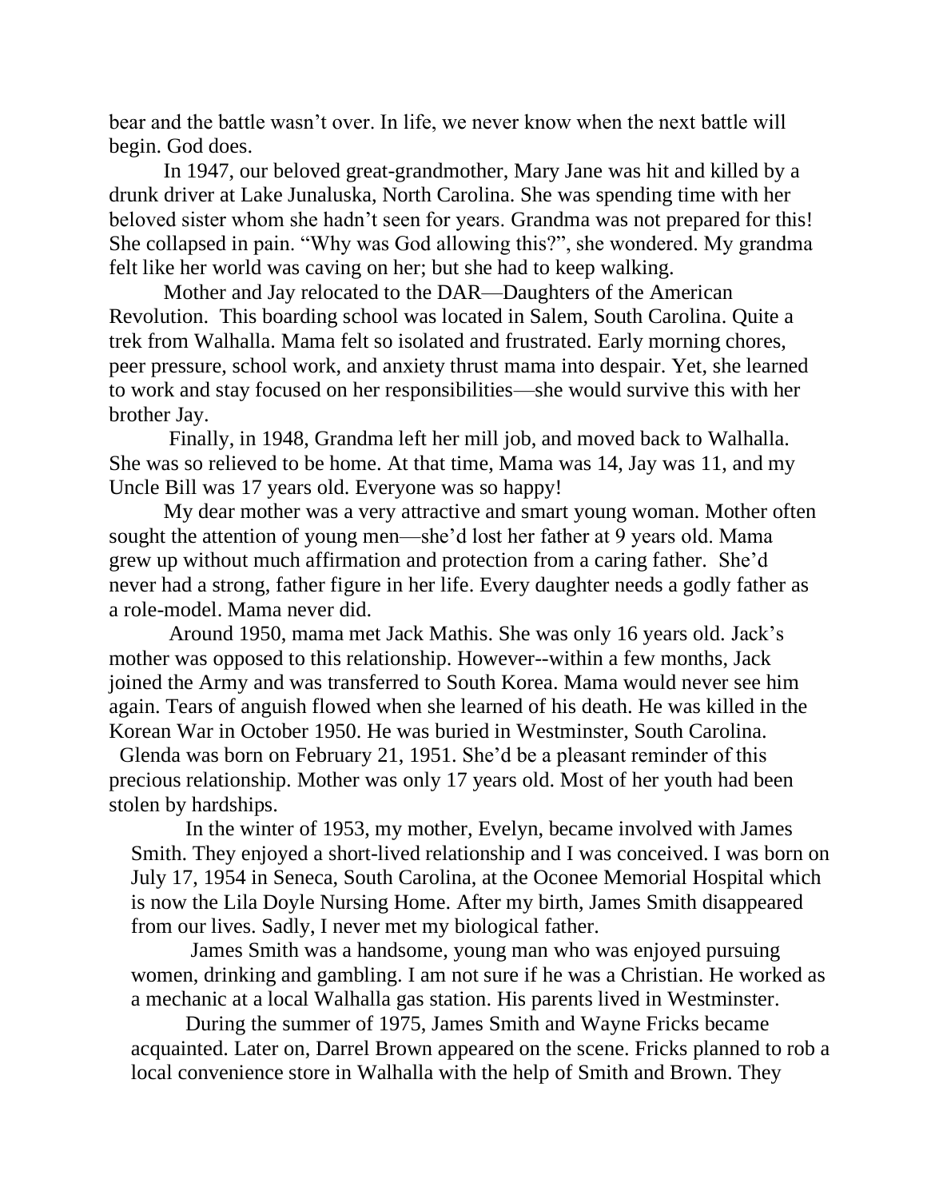bear and the battle wasn't over. In life, we never know when the next battle will begin. God does.

In 1947, our beloved great-grandmother, Mary Jane was hit and killed by a drunk driver at Lake Junaluska, North Carolina. She was spending time with her beloved sister whom she hadn't seen for years. Grandma was not prepared for this! She collapsed in pain. "Why was God allowing this?", she wondered. My grandma felt like her world was caving on her; but she had to keep walking.

Mother and Jay relocated to the DAR—Daughters of the American Revolution. This boarding school was located in Salem, South Carolina. Quite a trek from Walhalla. Mama felt so isolated and frustrated. Early morning chores, peer pressure, school work, and anxiety thrust mama into despair. Yet, she learned to work and stay focused on her responsibilities—she would survive this with her brother Jay.

Finally, in 1948, Grandma left her mill job, and moved back to Walhalla. She was so relieved to be home. At that time, Mama was 14, Jay was 11, and my Uncle Bill was 17 years old. Everyone was so happy!

My dear mother was a very attractive and smart young woman. Mother often sought the attention of young men—she'd lost her father at 9 years old. Mama grew up without much affirmation and protection from a caring father. She'd never had a strong, father figure in her life. Every daughter needs a godly father as a role-model. Mama never did.

Around 1950, mama met Jack Mathis. She was only 16 years old. Jack's mother was opposed to this relationship. However--within a few months, Jack joined the Army and was transferred to South Korea. Mama would never see him again. Tears of anguish flowed when she learned of his death. He was killed in the Korean War in October 1950. He was buried in Westminster, South Carolina.

Glenda was born on February 21, 1951. She'd be a pleasant reminder of this precious relationship. Mother was only 17 years old. Most of her youth had been stolen by hardships.

In the winter of 1953, my mother, Evelyn, became involved with James Smith. They enjoyed a short-lived relationship and I was conceived. I was born on July 17, 1954 in Seneca, South Carolina, at the Oconee Memorial Hospital which is now the Lila Doyle Nursing Home. After my birth, James Smith disappeared from our lives. Sadly, I never met my biological father.

James Smith was a handsome, young man who was enjoyed pursuing women, drinking and gambling. I am not sure if he was a Christian. He worked as a mechanic at a local Walhalla gas station. His parents lived in Westminster.

During the summer of 1975, James Smith and Wayne Fricks became acquainted. Later on, Darrel Brown appeared on the scene. Fricks planned to rob a local convenience store in Walhalla with the help of Smith and Brown. They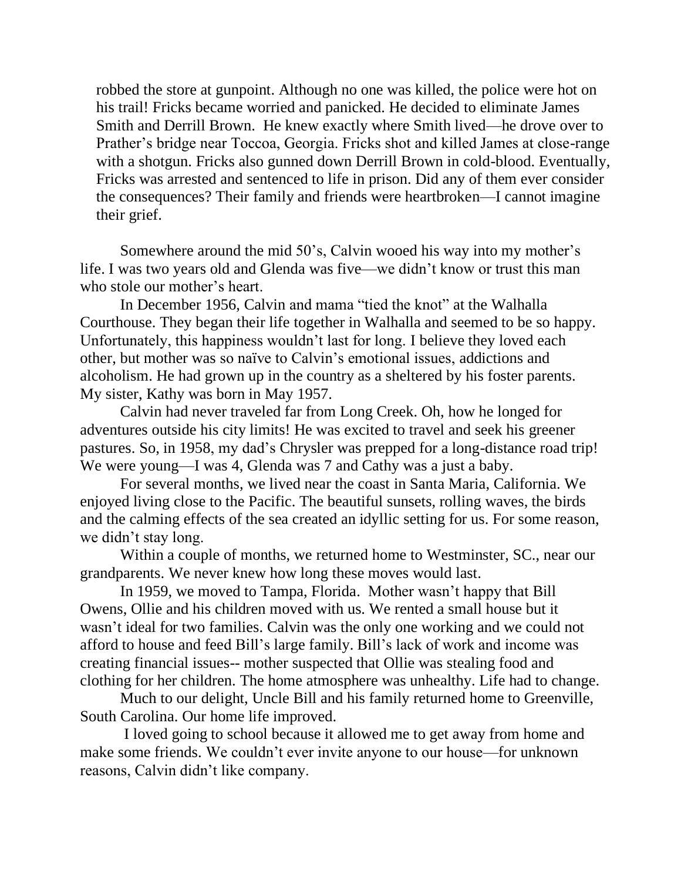robbed the store at gunpoint. Although no one was killed, the police were hot on his trail! Fricks became worried and panicked. He decided to eliminate James Smith and Derrill Brown. He knew exactly where Smith lived—he drove over to Prather's bridge near Toccoa, Georgia. Fricks shot and killed James at close-range with a shotgun. Fricks also gunned down Derrill Brown in cold-blood. Eventually, Fricks was arrested and sentenced to life in prison. Did any of them ever consider the consequences? Their family and friends were heartbroken—I cannot imagine their grief.

Somewhere around the mid 50's, Calvin wooed his way into my mother's life. I was two years old and Glenda was five—we didn't know or trust this man who stole our mother's heart.

In December 1956, Calvin and mama "tied the knot" at the Walhalla Courthouse. They began their life together in Walhalla and seemed to be so happy. Unfortunately, this happiness wouldn't last for long. I believe they loved each other, but mother was so naïve to Calvin's emotional issues, addictions and alcoholism. He had grown up in the country as a sheltered by his foster parents. My sister, Kathy was born in May 1957.

Calvin had never traveled far from Long Creek. Oh, how he longed for adventures outside his city limits! He was excited to travel and seek his greener pastures. So, in 1958, my dad's Chrysler was prepped for a long-distance road trip! We were young—I was 4, Glenda was 7 and Cathy was a just a baby.

For several months, we lived near the coast in Santa Maria, California. We enjoyed living close to the Pacific. The beautiful sunsets, rolling waves, the birds and the calming effects of the sea created an idyllic setting for us. For some reason, we didn't stay long.

Within a couple of months, we returned home to Westminster, SC., near our grandparents. We never knew how long these moves would last.

In 1959, we moved to Tampa, Florida. Mother wasn't happy that Bill Owens, Ollie and his children moved with us. We rented a small house but it wasn't ideal for two families. Calvin was the only one working and we could not afford to house and feed Bill's large family. Bill's lack of work and income was creating financial issues-- mother suspected that Ollie was stealing food and clothing for her children. The home atmosphere was unhealthy. Life had to change.

Much to our delight, Uncle Bill and his family returned home to Greenville, South Carolina. Our home life improved.

I loved going to school because it allowed me to get away from home and make some friends. We couldn't ever invite anyone to our house—for unknown reasons, Calvin didn't like company.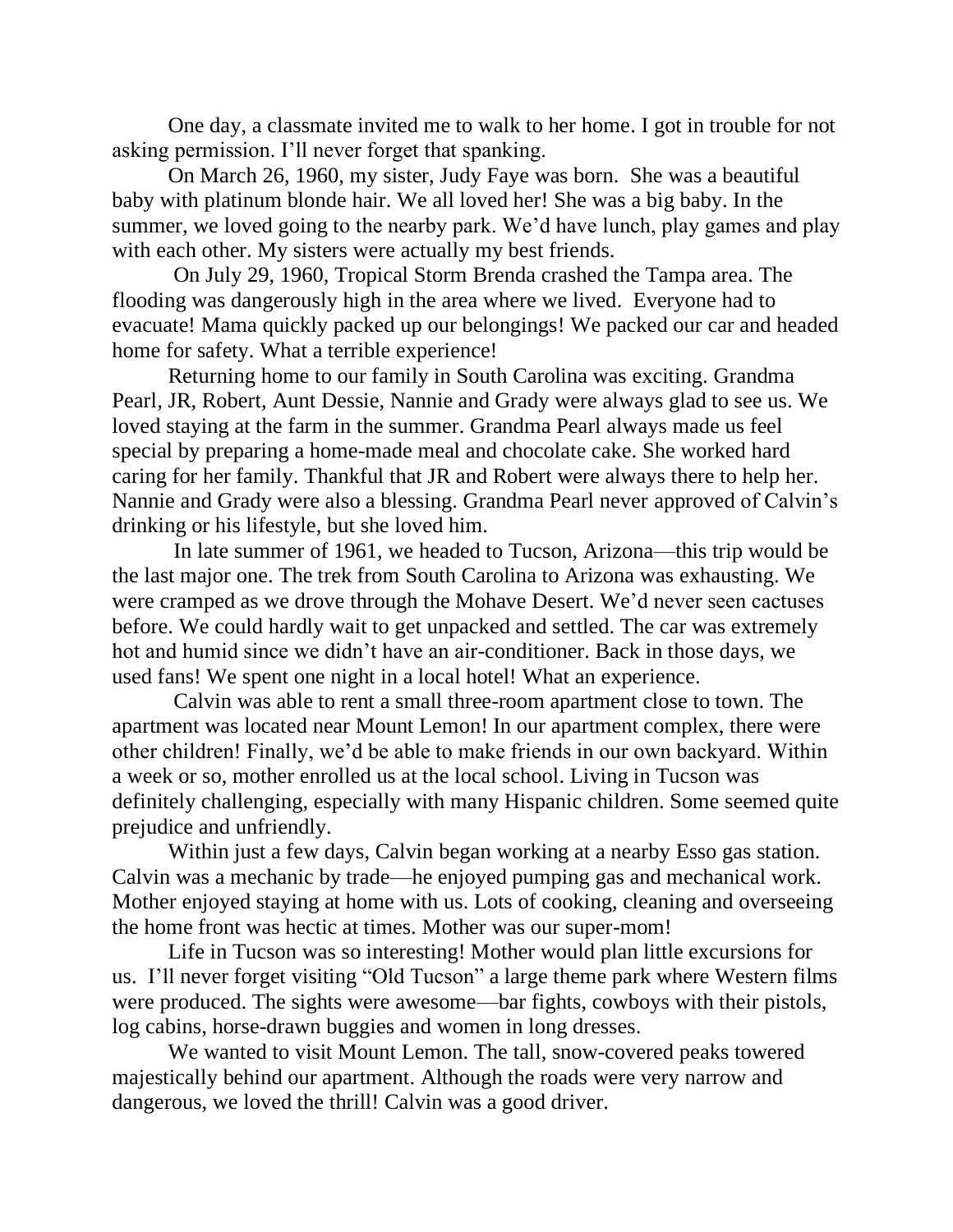One day, a classmate invited me to walk to her home. I got in trouble for not asking permission. I'll never forget that spanking.

On March 26, 1960, my sister, Judy Faye was born. She was a beautiful baby with platinum blonde hair. We all loved her! She was a big baby. In the summer, we loved going to the nearby park. We'd have lunch, play games and play with each other. My sisters were actually my best friends.

On July 29, 1960, Tropical Storm Brenda crashed the Tampa area. The flooding was dangerously high in the area where we lived. Everyone had to evacuate! Mama quickly packed up our belongings! We packed our car and headed home for safety. What a terrible experience!

Returning home to our family in South Carolina was exciting. Grandma Pearl, JR, Robert, Aunt Dessie, Nannie and Grady were always glad to see us. We loved staying at the farm in the summer. Grandma Pearl always made us feel special by preparing a home-made meal and chocolate cake. She worked hard caring for her family. Thankful that JR and Robert were always there to help her. Nannie and Grady were also a blessing. Grandma Pearl never approved of Calvin's drinking or his lifestyle, but she loved him.

In late summer of 1961, we headed to Tucson, Arizona—this trip would be the last major one. The trek from South Carolina to Arizona was exhausting. We were cramped as we drove through the Mohave Desert. We'd never seen cactuses before. We could hardly wait to get unpacked and settled. The car was extremely hot and humid since we didn't have an air-conditioner. Back in those days, we used fans! We spent one night in a local hotel! What an experience.

Calvin was able to rent a small three-room apartment close to town. The apartment was located near Mount Lemon! In our apartment complex, there were other children! Finally, we'd be able to make friends in our own backyard. Within a week or so, mother enrolled us at the local school. Living in Tucson was definitely challenging, especially with many Hispanic children. Some seemed quite prejudice and unfriendly.

Within just a few days, Calvin began working at a nearby Esso gas station. Calvin was a mechanic by trade—he enjoyed pumping gas and mechanical work. Mother enjoyed staying at home with us. Lots of cooking, cleaning and overseeing the home front was hectic at times. Mother was our super-mom!

Life in Tucson was so interesting! Mother would plan little excursions for us. I'll never forget visiting "Old Tucson" a large theme park where Western films were produced. The sights were awesome—bar fights, cowboys with their pistols, log cabins, horse-drawn buggies and women in long dresses.

We wanted to visit Mount Lemon. The tall, snow-covered peaks towered majestically behind our apartment. Although the roads were very narrow and dangerous, we loved the thrill! Calvin was a good driver.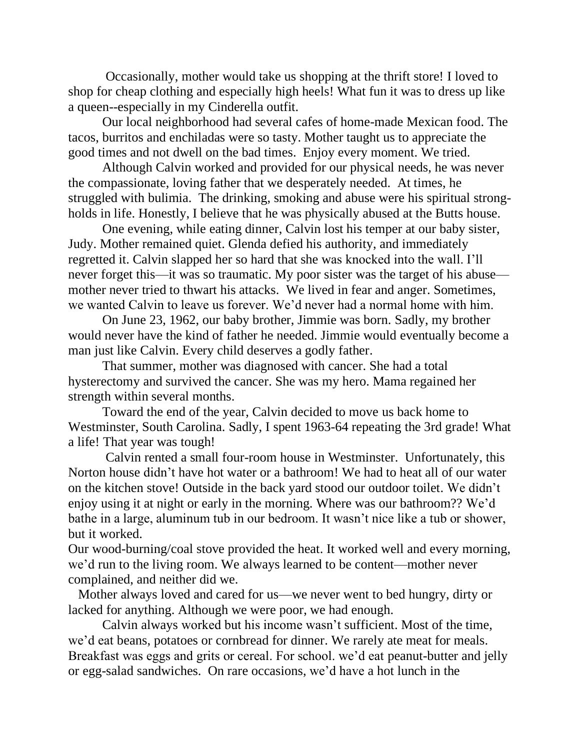Occasionally, mother would take us shopping at the thrift store! I loved to shop for cheap clothing and especially high heels! What fun it was to dress up like a queen--especially in my Cinderella outfit.

Our local neighborhood had several cafes of home-made Mexican food. The tacos, burritos and enchiladas were so tasty. Mother taught us to appreciate the good times and not dwell on the bad times. Enjoy every moment. We tried.

Although Calvin worked and provided for our physical needs, he was never the compassionate, loving father that we desperately needed. At times, he struggled with bulimia. The drinking, smoking and abuse were his spiritual strong-holds in life. Honestly, I believe that he was physically abused at the Butts house.

One evening, while eating dinner, Calvin lost his temper at our baby sister, Judy. Mother remained quiet. Glenda defied his authority, and immediately regretted it. Calvin slapped her so hard that she was knocked into the wall. I'll never forget this—it was so traumatic. My poor sister was the target of his abuse—mother never tried to thwart his attacks. We lived in fear and anger. Sometimes, we wanted Calvin to leave us forever. We'd never had a normal home with him.

On June 23, 1962, our baby brother, Jimmie was born. Sadly, my brother would never have the kind of father he needed. Jimmie would eventually become a man just like Calvin. Every child deserves a godly father.

That summer, mother was diagnosed with cancer. She had a total hysterectomy and survived the cancer. She was my hero. Mama regained her strength within several months.

Toward the end of the year, Calvin decided to move us back home to Westminster, South Carolina. Sadly, I spent 1963-64 repeating the 3rd grade! What a life! That year was tough!

Calvin rented a small four-room house in Westminster. Unfortunately, this Norton house didn't have hot water or a bathroom! We had to heat all of our water on the kitchen stove! Outside in the back yard stood our outdoor toilet. We didn't enjoy using it at night or early in the morning. Where was our bathroom?? We'd bathe in a large, aluminum tub in our bedroom. It wasn't nice like a tub or shower, but it worked.

Our wood-burning/coal stove provided the heat. It worked well and every morning, we'd run to the living room. We always learned to be content—mother never complained, and neither did we.

Mother always loved and cared for us—we never went to bed hungry, dirty or lacked for anything. Although we were poor, we had enough.

Calvin always worked but his income wasn't sufficient. Most of the time, we'd eat beans, potatoes or cornbread for dinner. We rarely ate meat for meals. Breakfast was eggs and grits or cereal. For school. we'd eat peanut-butter and jelly or egg-salad sandwiches. On rare occasions, we'd have a hot lunch in the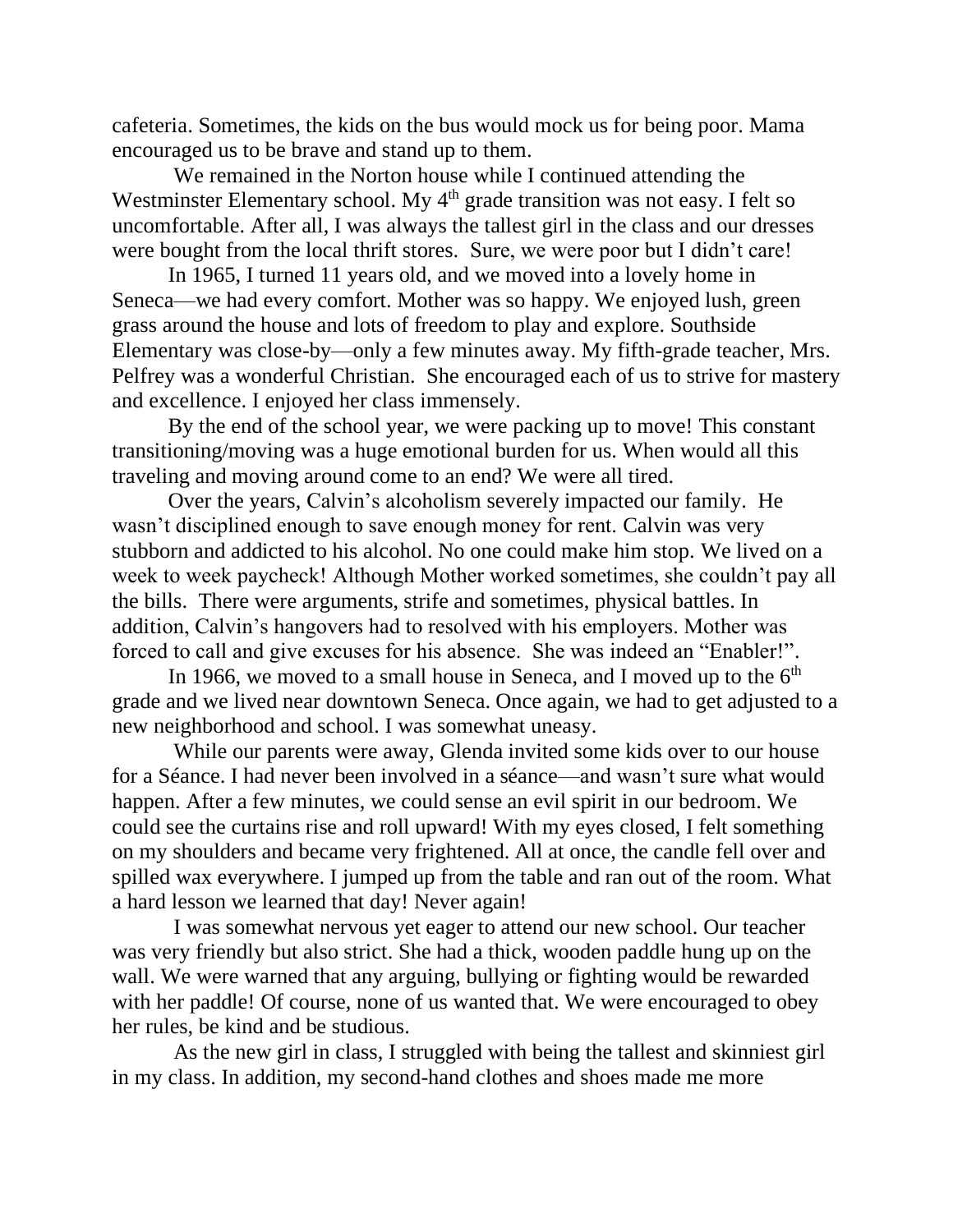cafeteria. Sometimes, the kids on the bus would mock us for being poor. Mama encouraged us to be brave and stand up to them.

We remained in the Norton house while I continued attending the Westminster Elementary school. My 4th grade transition was not easy. I felt so uncomfortable. After all, I was always the tallest girl in the class and our dresses were bought from the local thrift stores. Sure, we were poor but I didn't care!

In 1965, I turned 11 years old, and we moved into a lovely home in Seneca—we had every comfort. Mother was so happy. We enjoyed lush, green grass around the house and lots of freedom to play and explore. Southside Elementary was close-by—only a few minutes away. My fifth-grade teacher, Mrs. Pelfrey was a wonderful Christian. She encouraged each of us to strive for mastery and excellence. I enjoyed her class immensely.

By the end of the school year, we were packing up to move! This constant transitioning/moving was a huge emotional burden for us. When would all this traveling and moving around come to an end? We were all tired.

Over the years, Calvin's alcoholism severely impacted our family. He wasn't disciplined enough to save enough money for rent. Calvin was very stubborn and addicted to his alcohol. No one could make him stop. We lived on a week to week paycheck! Although Mother worked sometimes, she couldn't pay all the bills. There were arguments, strife and sometimes, physical battles. In addition, Calvin's hangovers had to resolved with his employers. Mother was forced to call and give excuses for his absence. She was indeed an "Enabler!".

In 1966, we moved to a small house in Seneca, and I moved up to the 6th grade and we lived near downtown Seneca. Once again, we had to get adjusted to a new neighborhood and school. I was somewhat uneasy.

While our parents were away, Glenda invited some kids over to our house for a Séance. I had never been involved in a séance—and wasn't sure what would happen. After a few minutes, we could sense an evil spirit in our bedroom. We could see the curtains rise and roll upward! With my eyes closed, I felt something on my shoulders and became very frightened. All at once, the candle fell over and spilled wax everywhere. I jumped up from the table and ran out of the room. What a hard lesson we learned that day! Never again!

I was somewhat nervous yet eager to attend our new school. Our teacher was very friendly but also strict. She had a thick, wooden paddle hung up on the wall. We were warned that any arguing, bullying or fighting would be rewarded with her paddle! Of course, none of us wanted that. We were encouraged to obey her rules, be kind and be studious.

As the new girl in class, I struggled with being the tallest and skinniest girl in my class. In addition, my second-hand clothes and shoes made me more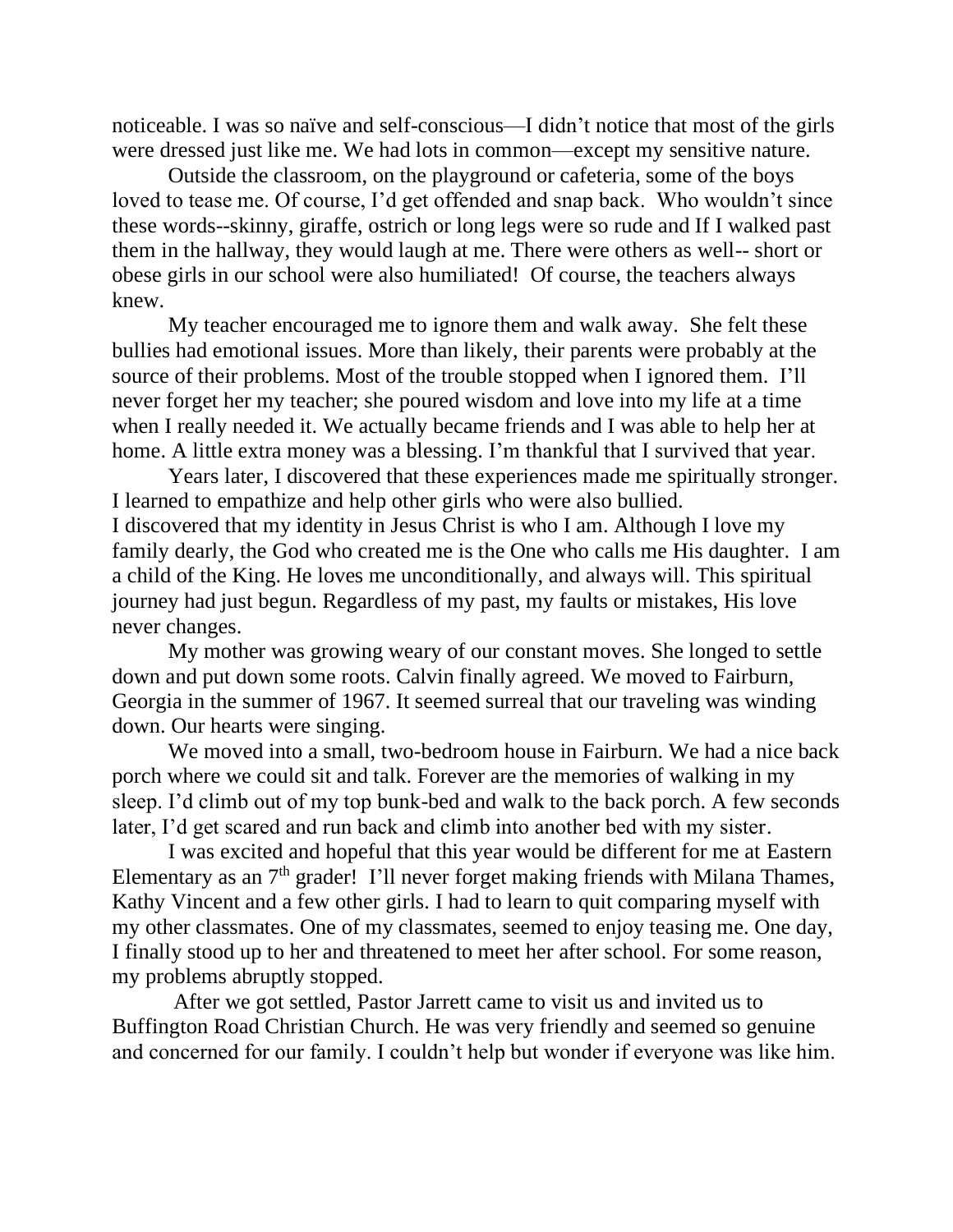noticeable. I was so naïve and self-conscious—I didn't notice that most of the girls were dressed just like me. We had lots in common—except my sensitive nature.

Outside the classroom, on the playground or cafeteria, some of the boys loved to tease me. Of course, I'd get offended and snap back. Who wouldn't since these words--skinny, giraffe, ostrich or long legs were so rude and If I walked past them in the hallway, they would laugh at me. There were others as well-- short or obese girls in our school were also humiliated! Of course, the teachers always knew.

My teacher encouraged me to ignore them and walk away. She felt these bullies had emotional issues. More than likely, their parents were probably at the source of their problems. Most of the trouble stopped when I ignored them. I'll never forget her my teacher; she poured wisdom and love into my life at a time when I really needed it. We actually became friends and I was able to help her at home. A little extra money was a blessing. I'm thankful that I survived that year.

Years later, I discovered that these experiences made me spiritually stronger. I learned to empathize and help other girls who were also bullied.
I discovered that my identity in Jesus Christ is who I am. Although I love my family dearly, the God who created me is the One who calls me His daughter. I am a child of the King. He loves me unconditionally, and always will. This spiritual journey had just begun. Regardless of my past, my faults or mistakes, His love never changes.

My mother was growing weary of our constant moves. She longed to settle down and put down some roots. Calvin finally agreed. We moved to Fairburn, Georgia in the summer of 1967. It seemed surreal that our traveling was winding down. Our hearts were singing.

We moved into a small, two-bedroom house in Fairburn. We had a nice back porch where we could sit and talk. Forever are the memories of walking in my sleep. I'd climb out of my top bunk-bed and walk to the back porch. A few seconds later, I'd get scared and run back and climb into another bed with my sister.

I was excited and hopeful that this year would be different for me at Eastern Elementary as an 7th grader! I'll never forget making friends with Milana Thames, Kathy Vincent and a few other girls. I had to learn to quit comparing myself with my other classmates. One of my classmates, seemed to enjoy teasing me. One day, I finally stood up to her and threatened to meet her after school. For some reason, my problems abruptly stopped.

After we got settled, Pastor Jarrett came to visit us and invited us to Buffington Road Christian Church. He was very friendly and seemed so genuine and concerned for our family. I couldn't help but wonder if everyone was like him.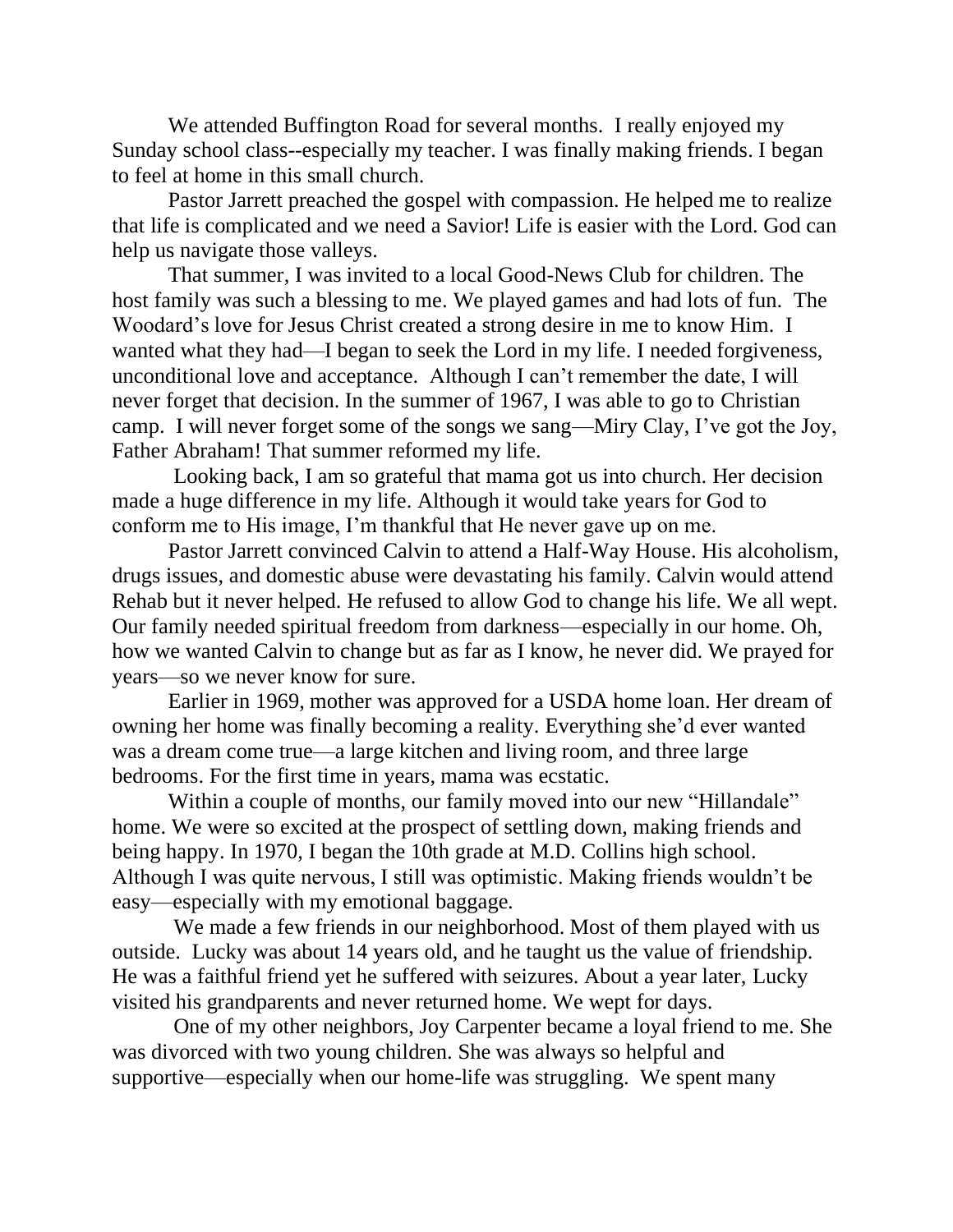We attended Buffington Road for several months. I really enjoyed my Sunday school class--especially my teacher. I was finally making friends. I began to feel at home in this small church.

Pastor Jarrett preached the gospel with compassion. He helped me to realize that life is complicated and we need a Savior! Life is easier with the Lord. God can help us navigate those valleys.

That summer, I was invited to a local Good-News Club for children. The host family was such a blessing to me. We played games and had lots of fun. The Woodard's love for Jesus Christ created a strong desire in me to know Him. I wanted what they had—I began to seek the Lord in my life. I needed forgiveness, unconditional love and acceptance. Although I can't remember the date, I will never forget that decision. In the summer of 1967, I was able to go to Christian camp. I will never forget some of the songs we sang—Miry Clay, I've got the Joy, Father Abraham! That summer reformed my life.

Looking back, I am so grateful that mama got us into church. Her decision made a huge difference in my life. Although it would take years for God to conform me to His image, I'm thankful that He never gave up on me.

Pastor Jarrett convinced Calvin to attend a Half-Way House. His alcoholism, drugs issues, and domestic abuse were devastating his family. Calvin would attend Rehab but it never helped. He refused to allow God to change his life. We all wept. Our family needed spiritual freedom from darkness—especially in our home. Oh, how we wanted Calvin to change but as far as I know, he never did. We prayed for years—so we never know for sure.

Earlier in 1969, mother was approved for a USDA home loan. Her dream of owning her home was finally becoming a reality. Everything she'd ever wanted was a dream come true—a large kitchen and living room, and three large bedrooms. For the first time in years, mama was ecstatic.

Within a couple of months, our family moved into our new "Hillandale" home. We were so excited at the prospect of settling down, making friends and being happy. In 1970, I began the 10th grade at M.D. Collins high school. Although I was quite nervous, I still was optimistic. Making friends wouldn't be easy—especially with my emotional baggage.

We made a few friends in our neighborhood. Most of them played with us outside. Lucky was about 14 years old, and he taught us the value of friendship. He was a faithful friend yet he suffered with seizures. About a year later, Lucky visited his grandparents and never returned home. We wept for days.

One of my other neighbors, Joy Carpenter became a loyal friend to me. She was divorced with two young children. She was always so helpful and supportive—especially when our home-life was struggling. We spent many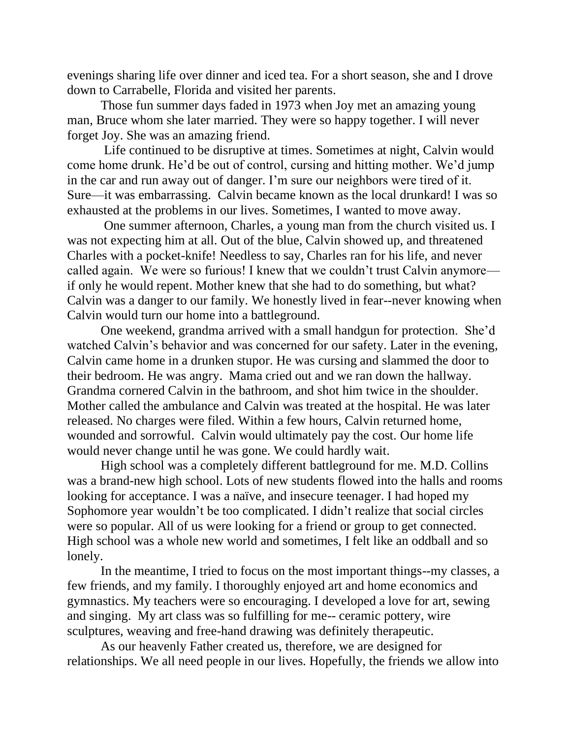evenings sharing life over dinner and iced tea. For a short season, she and I drove down to Carrabelle, Florida and visited her parents.

Those fun summer days faded in 1973 when Joy met an amazing young man, Bruce whom she later married. They were so happy together. I will never forget Joy. She was an amazing friend.

Life continued to be disruptive at times. Sometimes at night, Calvin would come home drunk. He'd be out of control, cursing and hitting mother. We'd jump in the car and run away out of danger. I'm sure our neighbors were tired of it. Sure—it was embarrassing. Calvin became known as the local drunkard! I was so exhausted at the problems in our lives. Sometimes, I wanted to move away.

One summer afternoon, Charles, a young man from the church visited us. I was not expecting him at all. Out of the blue, Calvin showed up, and threatened Charles with a pocket-knife! Needless to say, Charles ran for his life, and never called again. We were so furious! I knew that we couldn't trust Calvin anymore—if only he would repent. Mother knew that she had to do something, but what? Calvin was a danger to our family. We honestly lived in fear--never knowing when Calvin would turn our home into a battleground.

One weekend, grandma arrived with a small handgun for protection. She'd watched Calvin's behavior and was concerned for our safety. Later in the evening, Calvin came home in a drunken stupor. He was cursing and slammed the door to their bedroom. He was angry. Mama cried out and we ran down the hallway. Grandma cornered Calvin in the bathroom, and shot him twice in the shoulder. Mother called the ambulance and Calvin was treated at the hospital. He was later released. No charges were filed. Within a few hours, Calvin returned home, wounded and sorrowful. Calvin would ultimately pay the cost. Our home life would never change until he was gone. We could hardly wait.

High school was a completely different battleground for me. M.D. Collins was a brand-new high school. Lots of new students flowed into the halls and rooms looking for acceptance. I was a naïve, and insecure teenager. I had hoped my Sophomore year wouldn't be too complicated. I didn't realize that social circles were so popular. All of us were looking for a friend or group to get connected. High school was a whole new world and sometimes, I felt like an oddball and so lonely.

In the meantime, I tried to focus on the most important things--my classes, a few friends, and my family. I thoroughly enjoyed art and home economics and gymnastics. My teachers were so encouraging. I developed a love for art, sewing and singing. My art class was so fulfilling for me-- ceramic pottery, wire sculptures, weaving and free-hand drawing was definitely therapeutic.

As our heavenly Father created us, therefore, we are designed for relationships. We all need people in our lives. Hopefully, the friends we allow into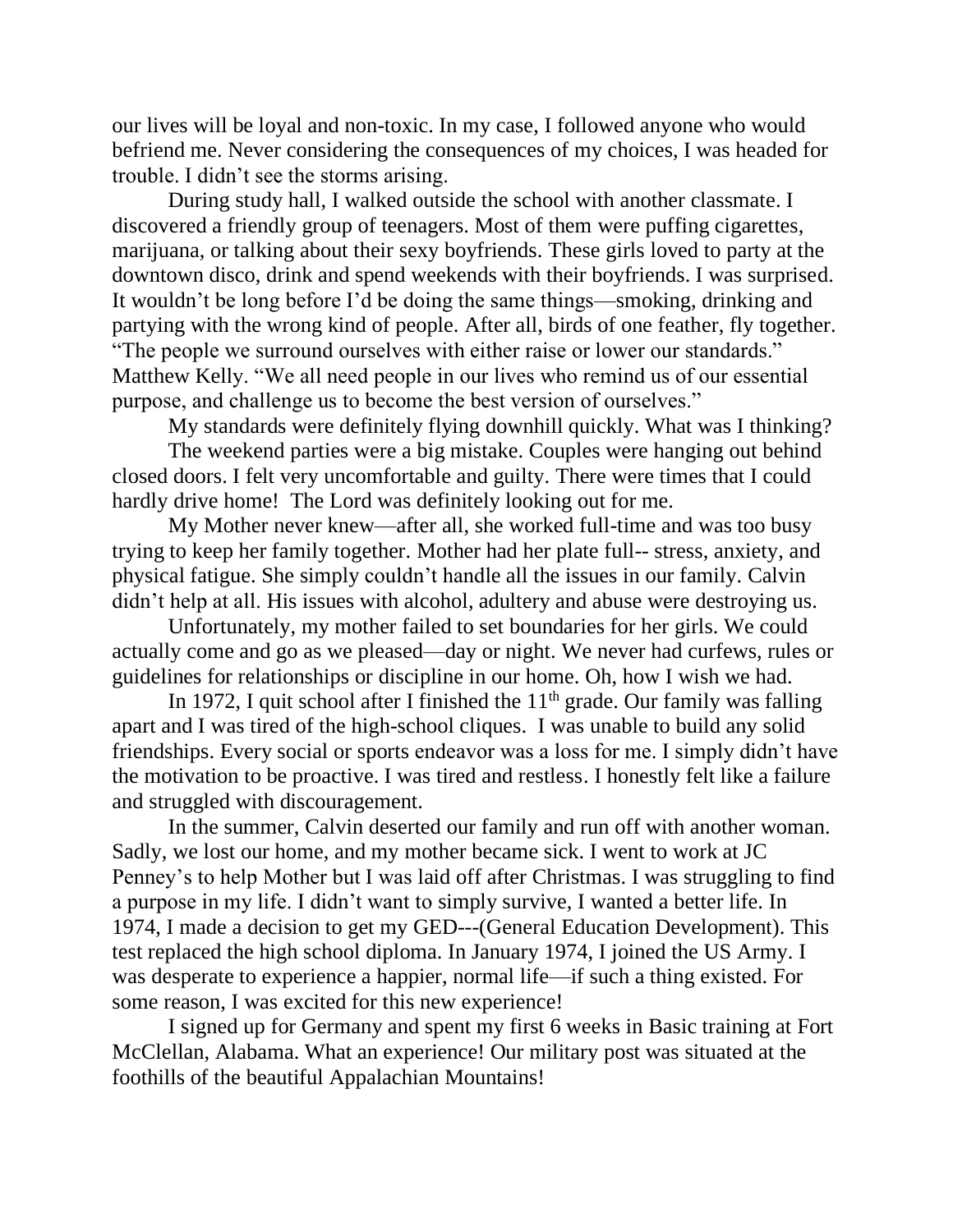our lives will be loyal and non-toxic. In my case, I followed anyone who would befriend me. Never considering the consequences of my choices, I was headed for trouble. I didn't see the storms arising.

During study hall, I walked outside the school with another classmate. I discovered a friendly group of teenagers. Most of them were puffing cigarettes, marijuana, or talking about their sexy boyfriends. These girls loved to party at the downtown disco, drink and spend weekends with their boyfriends. I was surprised. It wouldn't be long before I'd be doing the same things—smoking, drinking and partying with the wrong kind of people. After all, birds of one feather, fly together. "The people we surround ourselves with either raise or lower our standards." Matthew Kelly. "We all need people in our lives who remind us of our essential purpose, and challenge us to become the best version of ourselves."

My standards were definitely flying downhill quickly. What was I thinking?

The weekend parties were a big mistake. Couples were hanging out behind closed doors. I felt very uncomfortable and guilty. There were times that I could hardly drive home! The Lord was definitely looking out for me.

My Mother never knew—after all, she worked full-time and was too busy trying to keep her family together. Mother had her plate full-- stress, anxiety, and physical fatigue. She simply couldn't handle all the issues in our family. Calvin didn't help at all. His issues with alcohol, adultery and abuse were destroying us.

Unfortunately, my mother failed to set boundaries for her girls. We could actually come and go as we pleased—day or night. We never had curfews, rules or guidelines for relationships or discipline in our home. Oh, how I wish we had.

In 1972, I quit school after I finished the 11th grade. Our family was falling apart and I was tired of the high-school cliques. I was unable to build any solid friendships. Every social or sports endeavor was a loss for me. I simply didn't have the motivation to be proactive. I was tired and restless. I honestly felt like a failure and struggled with discouragement.

In the summer, Calvin deserted our family and run off with another woman. Sadly, we lost our home, and my mother became sick. I went to work at JC Penney's to help Mother but I was laid off after Christmas. I was struggling to find a purpose in my life. I didn't want to simply survive, I wanted a better life. In 1974, I made a decision to get my GED---(General Education Development). This test replaced the high school diploma. In January 1974, I joined the US Army. I was desperate to experience a happier, normal life—if such a thing existed. For some reason, I was excited for this new experience!

I signed up for Germany and spent my first 6 weeks in Basic training at Fort McClellan, Alabama. What an experience! Our military post was situated at the foothills of the beautiful Appalachian Mountains!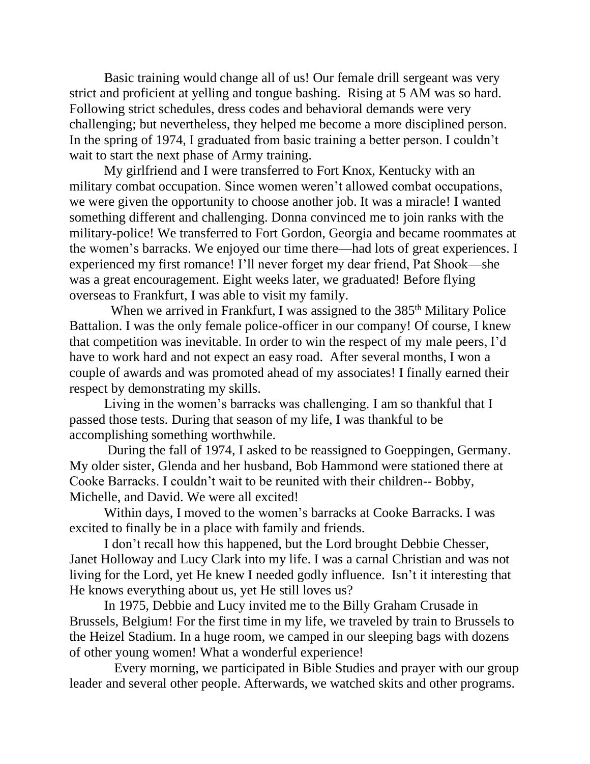Basic training would change all of us! Our female drill sergeant was very strict and proficient at yelling and tongue bashing. Rising at 5 AM was so hard. Following strict schedules, dress codes and behavioral demands were very challenging; but nevertheless, they helped me become a more disciplined person. In the spring of 1974, I graduated from basic training a better person. I couldn't wait to start the next phase of Army training.

My girlfriend and I were transferred to Fort Knox, Kentucky with an military combat occupation. Since women weren't allowed combat occupations, we were given the opportunity to choose another job. It was a miracle! I wanted something different and challenging. Donna convinced me to join ranks with the military-police! We transferred to Fort Gordon, Georgia and became roommates at the women's barracks. We enjoyed our time there—had lots of great experiences. I experienced my first romance! I'll never forget my dear friend, Pat Shook—she was a great encouragement. Eight weeks later, we graduated! Before flying overseas to Frankfurt, I was able to visit my family.

When we arrived in Frankfurt, I was assigned to the 385th Military Police Battalion. I was the only female police-officer in our company! Of course, I knew that competition was inevitable. In order to win the respect of my male peers, I'd have to work hard and not expect an easy road. After several months, I won a couple of awards and was promoted ahead of my associates! I finally earned their respect by demonstrating my skills.

Living in the women's barracks was challenging. I am so thankful that I passed those tests. During that season of my life, I was thankful to be accomplishing something worthwhile.

During the fall of 1974, I asked to be reassigned to Goeppingen, Germany. My older sister, Glenda and her husband, Bob Hammond were stationed there at Cooke Barracks. I couldn't wait to be reunited with their children-- Bobby, Michelle, and David. We were all excited!

Within days, I moved to the women's barracks at Cooke Barracks. I was excited to finally be in a place with family and friends.

I don't recall how this happened, but the Lord brought Debbie Chesser, Janet Holloway and Lucy Clark into my life. I was a carnal Christian and was not living for the Lord, yet He knew I needed godly influence. Isn't it interesting that He knows everything about us, yet He still loves us?

In 1975, Debbie and Lucy invited me to the Billy Graham Crusade in Brussels, Belgium! For the first time in my life, we traveled by train to Brussels to the Heizel Stadium. In a huge room, we camped in our sleeping bags with dozens of other young women! What a wonderful experience!

Every morning, we participated in Bible Studies and prayer with our group leader and several other people. Afterwards, we watched skits and other programs.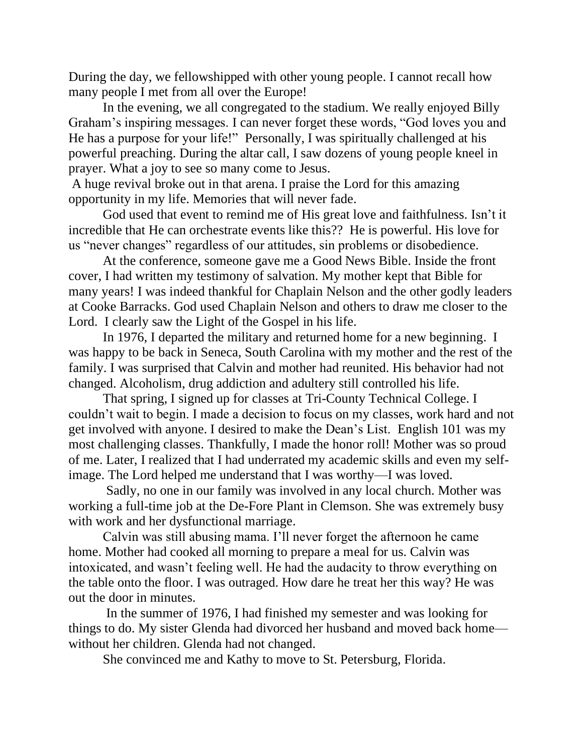During the day, we fellowshipped with other young people. I cannot recall how many people I met from all over the Europe!

In the evening, we all congregated to the stadium. We really enjoyed Billy Graham's inspiring messages. I can never forget these words, "God loves you and He has a purpose for your life!" Personally, I was spiritually challenged at his powerful preaching. During the altar call, I saw dozens of young people kneel in prayer. What a joy to see so many come to Jesus.

A huge revival broke out in that arena. I praise the Lord for this amazing opportunity in my life. Memories that will never fade.

God used that event to remind me of His great love and faithfulness. Isn't it incredible that He can orchestrate events like this?? He is powerful. His love for us "never changes" regardless of our attitudes, sin problems or disobedience.

At the conference, someone gave me a Good News Bible. Inside the front cover, I had written my testimony of salvation. My mother kept that Bible for many years! I was indeed thankful for Chaplain Nelson and the other godly leaders at Cooke Barracks. God used Chaplain Nelson and others to draw me closer to the Lord. I clearly saw the Light of the Gospel in his life.

In 1976, I departed the military and returned home for a new beginning. I was happy to be back in Seneca, South Carolina with my mother and the rest of the family. I was surprised that Calvin and mother had reunited. His behavior had not changed. Alcoholism, drug addiction and adultery still controlled his life.

That spring, I signed up for classes at Tri-County Technical College. I couldn't wait to begin. I made a decision to focus on my classes, work hard and not get involved with anyone. I desired to make the Dean's List. English 101 was my most challenging classes. Thankfully, I made the honor roll! Mother was so proud of me. Later, I realized that I had underrated my academic skills and even my self-image. The Lord helped me understand that I was worthy—I was loved.

Sadly, no one in our family was involved in any local church. Mother was working a full-time job at the De-Fore Plant in Clemson. She was extremely busy with work and her dysfunctional marriage.

Calvin was still abusing mama. I'll never forget the afternoon he came home. Mother had cooked all morning to prepare a meal for us. Calvin was intoxicated, and wasn't feeling well. He had the audacity to throw everything on the table onto the floor. I was outraged. How dare he treat her this way? He was out the door in minutes.

In the summer of 1976, I had finished my semester and was looking for things to do. My sister Glenda had divorced her husband and moved back home—without her children. Glenda had not changed.

She convinced me and Kathy to move to St. Petersburg, Florida.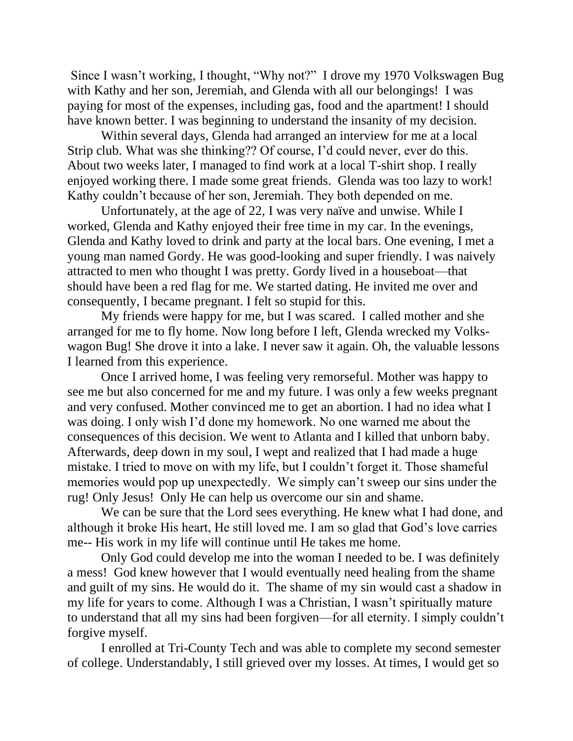Since I wasn't working, I thought, "Why not?" I drove my 1970 Volkswagen Bug with Kathy and her son, Jeremiah, and Glenda with all our belongings! I was paying for most of the expenses, including gas, food and the apartment! I should have known better. I was beginning to understand the insanity of my decision.

Within several days, Glenda had arranged an interview for me at a local Strip club. What was she thinking?? Of course, I'd could never, ever do this. About two weeks later, I managed to find work at a local T-shirt shop. I really enjoyed working there. I made some great friends. Glenda was too lazy to work! Kathy couldn't because of her son, Jeremiah. They both depended on me.

Unfortunately, at the age of 22, I was very naïve and unwise. While I worked, Glenda and Kathy enjoyed their free time in my car. In the evenings, Glenda and Kathy loved to drink and party at the local bars. One evening, I met a young man named Gordy. He was good-looking and super friendly. I was naively attracted to men who thought I was pretty. Gordy lived in a houseboat—that should have been a red flag for me. We started dating. He invited me over and consequently, I became pregnant. I felt so stupid for this.

My friends were happy for me, but I was scared. I called mother and she arranged for me to fly home. Now long before I left, Glenda wrecked my Volks-wagon Bug! She drove it into a lake. I never saw it again. Oh, the valuable lessons I learned from this experience.

Once I arrived home, I was feeling very remorseful. Mother was happy to see me but also concerned for me and my future. I was only a few weeks pregnant and very confused. Mother convinced me to get an abortion. I had no idea what I was doing. I only wish I'd done my homework. No one warned me about the consequences of this decision. We went to Atlanta and I killed that unborn baby. Afterwards, deep down in my soul, I wept and realized that I had made a huge mistake. I tried to move on with my life, but I couldn't forget it. Those shameful memories would pop up unexpectedly. We simply can't sweep our sins under the rug! Only Jesus! Only He can help us overcome our sin and shame.

We can be sure that the Lord sees everything. He knew what I had done, and although it broke His heart, He still loved me. I am so glad that God's love carries me-- His work in my life will continue until He takes me home.

Only God could develop me into the woman I needed to be. I was definitely a mess! God knew however that I would eventually need healing from the shame and guilt of my sins. He would do it. The shame of my sin would cast a shadow in my life for years to come. Although I was a Christian, I wasn't spiritually mature to understand that all my sins had been forgiven—for all eternity. I simply couldn't forgive myself.

I enrolled at Tri-County Tech and was able to complete my second semester of college. Understandably, I still grieved over my losses. At times, I would get so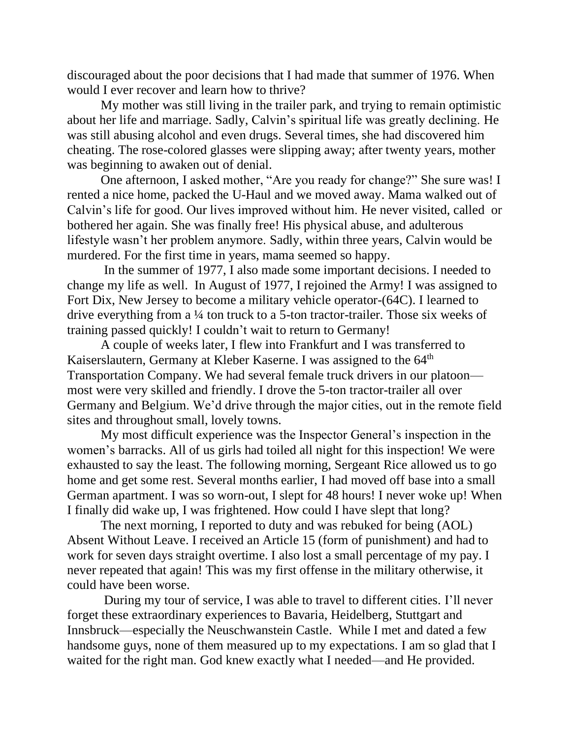discouraged about the poor decisions that I had made that summer of 1976. When would I ever recover and learn how to thrive?

My mother was still living in the trailer park, and trying to remain optimistic about her life and marriage. Sadly, Calvin's spiritual life was greatly declining. He was still abusing alcohol and even drugs. Several times, she had discovered him cheating. The rose-colored glasses were slipping away; after twenty years, mother was beginning to awaken out of denial.

One afternoon, I asked mother, "Are you ready for change?" She sure was! I rented a nice home, packed the U-Haul and we moved away. Mama walked out of Calvin's life for good. Our lives improved without him. He never visited, called or bothered her again. She was finally free! His physical abuse, and adulterous lifestyle wasn't her problem anymore. Sadly, within three years, Calvin would be murdered. For the first time in years, mama seemed so happy.

In the summer of 1977, I also made some important decisions. I needed to change my life as well. In August of 1977, I rejoined the Army! I was assigned to Fort Dix, New Jersey to become a military vehicle operator-(64C). I learned to drive everything from a ¼ ton truck to a 5-ton tractor-trailer. Those six weeks of training passed quickly! I couldn't wait to return to Germany!

A couple of weeks later, I flew into Frankfurt and I was transferred to Kaiserslautern, Germany at Kleber Kaserne. I was assigned to the 64th Transportation Company. We had several female truck drivers in our platoon—most were very skilled and friendly. I drove the 5-ton tractor-trailer all over Germany and Belgium. We'd drive through the major cities, out in the remote field sites and throughout small, lovely towns.

My most difficult experience was the Inspector General's inspection in the women's barracks. All of us girls had toiled all night for this inspection! We were exhausted to say the least. The following morning, Sergeant Rice allowed us to go home and get some rest. Several months earlier, I had moved off base into a small German apartment. I was so worn-out, I slept for 48 hours! I never woke up! When I finally did wake up, I was frightened. How could I have slept that long?

The next morning, I reported to duty and was rebuked for being (AOL) Absent Without Leave. I received an Article 15 (form of punishment) and had to work for seven days straight overtime. I also lost a small percentage of my pay. I never repeated that again! This was my first offense in the military otherwise, it could have been worse.

During my tour of service, I was able to travel to different cities. I'll never forget these extraordinary experiences to Bavaria, Heidelberg, Stuttgart and Innsbruck—especially the Neuschwanstein Castle. While I met and dated a few handsome guys, none of them measured up to my expectations. I am so glad that I waited for the right man. God knew exactly what I needed—and He provided.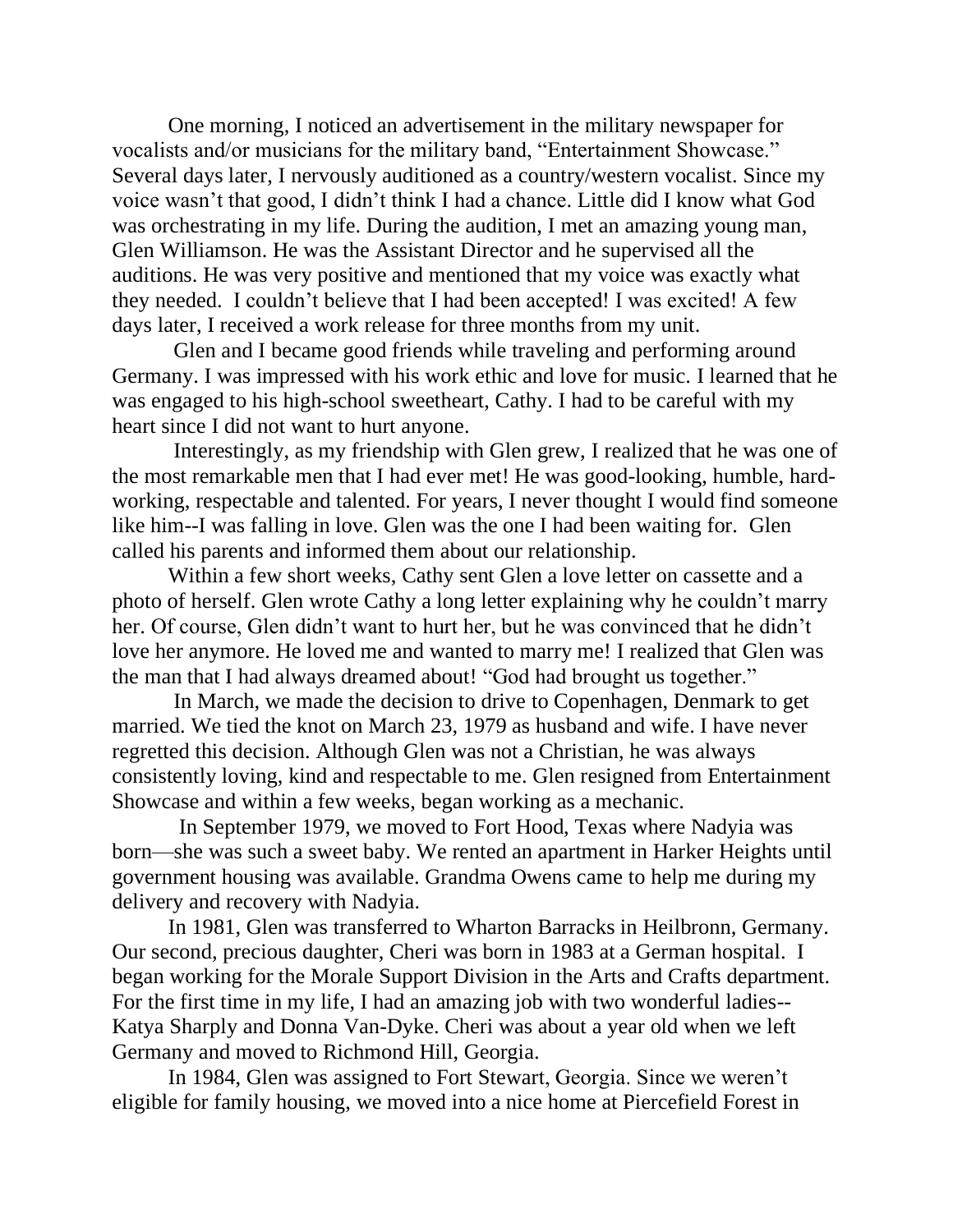One morning, I noticed an advertisement in the military newspaper for vocalists and/or musicians for the military band, "Entertainment Showcase." Several days later, I nervously auditioned as a country/western vocalist. Since my voice wasn't that good, I didn't think I had a chance. Little did I know what God was orchestrating in my life. During the audition, I met an amazing young man, Glen Williamson. He was the Assistant Director and he supervised all the auditions. He was very positive and mentioned that my voice was exactly what they needed. I couldn't believe that I had been accepted! I was excited! A few days later, I received a work release for three months from my unit.

Glen and I became good friends while traveling and performing around Germany. I was impressed with his work ethic and love for music. I learned that he was engaged to his high-school sweetheart, Cathy. I had to be careful with my heart since I did not want to hurt anyone.

Interestingly, as my friendship with Glen grew, I realized that he was one of the most remarkable men that I had ever met! He was good-looking, humble, hard-working, respectable and talented. For years, I never thought I would find someone like him--I was falling in love. Glen was the one I had been waiting for. Glen called his parents and informed them about our relationship.

Within a few short weeks, Cathy sent Glen a love letter on cassette and a photo of herself. Glen wrote Cathy a long letter explaining why he couldn't marry her. Of course, Glen didn't want to hurt her, but he was convinced that he didn't love her anymore. He loved me and wanted to marry me! I realized that Glen was the man that I had always dreamed about! "God had brought us together."

In March, we made the decision to drive to Copenhagen, Denmark to get married. We tied the knot on March 23, 1979 as husband and wife. I have never regretted this decision. Although Glen was not a Christian, he was always consistently loving, kind and respectable to me. Glen resigned from Entertainment Showcase and within a few weeks, began working as a mechanic.

In September 1979, we moved to Fort Hood, Texas where Nadyia was born—she was such a sweet baby. We rented an apartment in Harker Heights until government housing was available. Grandma Owens came to help me during my delivery and recovery with Nadyia.

In 1981, Glen was transferred to Wharton Barracks in Heilbronn, Germany. Our second, precious daughter, Cheri was born in 1983 at a German hospital. I began working for the Morale Support Division in the Arts and Crafts department. For the first time in my life, I had an amazing job with two wonderful ladies--Katya Sharply and Donna Van-Dyke. Cheri was about a year old when we left Germany and moved to Richmond Hill, Georgia.

In 1984, Glen was assigned to Fort Stewart, Georgia. Since we weren't eligible for family housing, we moved into a nice home at Piercefield Forest in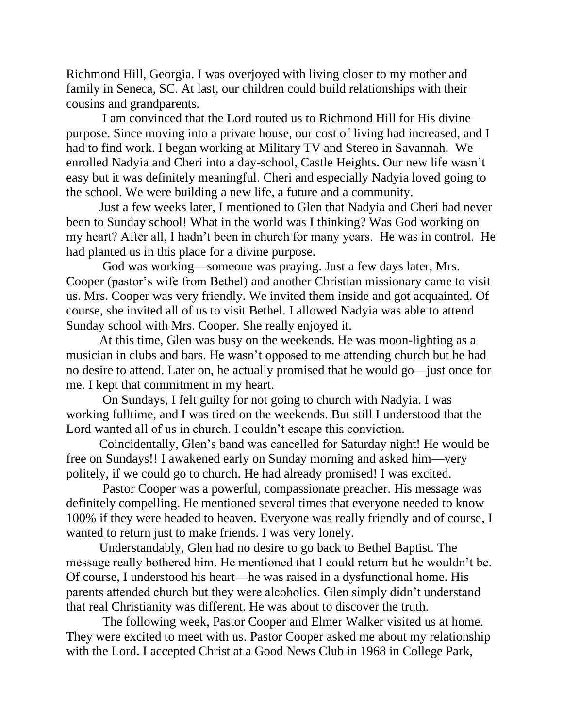Richmond Hill, Georgia. I was overjoyed with living closer to my mother and family in Seneca, SC. At last, our children could build relationships with their cousins and grandparents.

I am convinced that the Lord routed us to Richmond Hill for His divine purpose. Since moving into a private house, our cost of living had increased, and I had to find work. I began working at Military TV and Stereo in Savannah. We enrolled Nadyia and Cheri into a day-school, Castle Heights. Our new life wasn't easy but it was definitely meaningful. Cheri and especially Nadyia loved going to the school. We were building a new life, a future and a community.

Just a few weeks later, I mentioned to Glen that Nadyia and Cheri had never been to Sunday school! What in the world was I thinking? Was God working on my heart? After all, I hadn't been in church for many years. He was in control. He had planted us in this place for a divine purpose.

God was working—someone was praying. Just a few days later, Mrs. Cooper (pastor's wife from Bethel) and another Christian missionary came to visit us. Mrs. Cooper was very friendly. We invited them inside and got acquainted. Of course, she invited all of us to visit Bethel. I allowed Nadyia was able to attend Sunday school with Mrs. Cooper. She really enjoyed it.

At this time, Glen was busy on the weekends. He was moon-lighting as a musician in clubs and bars. He wasn't opposed to me attending church but he had no desire to attend. Later on, he actually promised that he would go—just once for me. I kept that commitment in my heart.

On Sundays, I felt guilty for not going to church with Nadyia. I was working fulltime, and I was tired on the weekends. But still I understood that the Lord wanted all of us in church. I couldn't escape this conviction.

Coincidentally, Glen's band was cancelled for Saturday night! He would be free on Sundays!! I awakened early on Sunday morning and asked him—very politely, if we could go to church. He had already promised! I was excited.

Pastor Cooper was a powerful, compassionate preacher. His message was definitely compelling. He mentioned several times that everyone needed to know 100% if they were headed to heaven. Everyone was really friendly and of course, I wanted to return just to make friends. I was very lonely.

Understandably, Glen had no desire to go back to Bethel Baptist. The message really bothered him. He mentioned that I could return but he wouldn't be. Of course, I understood his heart—he was raised in a dysfunctional home. His parents attended church but they were alcoholics. Glen simply didn't understand that real Christianity was different. He was about to discover the truth.

The following week, Pastor Cooper and Elmer Walker visited us at home. They were excited to meet with us. Pastor Cooper asked me about my relationship with the Lord. I accepted Christ at a Good News Club in 1968 in College Park,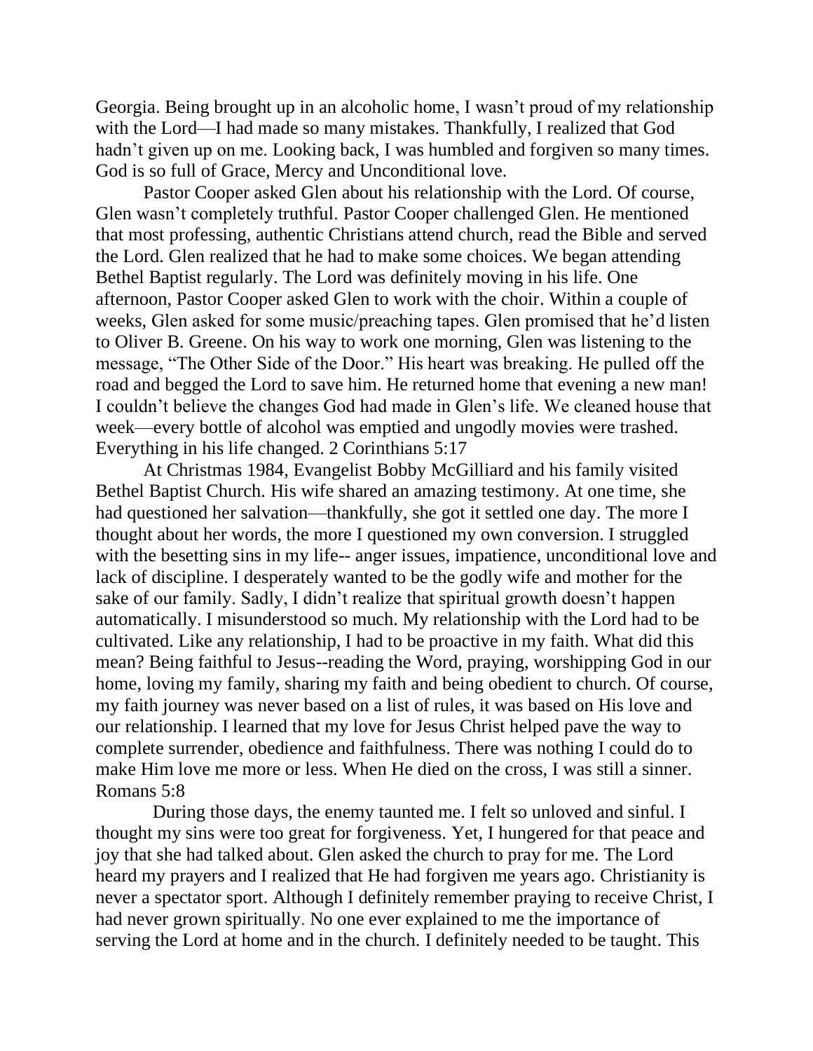Georgia. Being brought up in an alcoholic home, I wasn't proud of my relationship with the Lord—I had made so many mistakes. Thankfully, I realized that God hadn't given up on me. Looking back, I was humbled and forgiven so many times. God is so full of Grace, Mercy and Unconditional love.

Pastor Cooper asked Glen about his relationship with the Lord. Of course, Glen wasn't completely truthful. Pastor Cooper challenged Glen. He mentioned that most professing, authentic Christians attend church, read the Bible and served the Lord. Glen realized that he had to make some choices. We began attending Bethel Baptist regularly. The Lord was definitely moving in his life. One afternoon, Pastor Cooper asked Glen to work with the choir. Within a couple of weeks, Glen asked for some music/preaching tapes. Glen promised that he'd listen to Oliver B. Greene. On his way to work one morning, Glen was listening to the message, "The Other Side of the Door." His heart was breaking. He pulled off the road and begged the Lord to save him. He returned home that evening a new man! I couldn't believe the changes God had made in Glen's life. We cleaned house that week—every bottle of alcohol was emptied and ungodly movies were trashed. Everything in his life changed. 2 Corinthians 5:17

At Christmas 1984, Evangelist Bobby McGilliard and his family visited Bethel Baptist Church. His wife shared an amazing testimony. At one time, she had questioned her salvation—thankfully, she got it settled one day. The more I thought about her words, the more I questioned my own conversion. I struggled with the besetting sins in my life-- anger issues, impatience, unconditional love and lack of discipline. I desperately wanted to be the godly wife and mother for the sake of our family. Sadly, I didn't realize that spiritual growth doesn't happen automatically. I misunderstood so much. My relationship with the Lord had to be cultivated. Like any relationship, I had to be proactive in my faith. What did this mean? Being faithful to Jesus--reading the Word, praying, worshipping God in our home, loving my family, sharing my faith and being obedient to church. Of course, my faith journey was never based on a list of rules, it was based on His love and our relationship. I learned that my love for Jesus Christ helped pave the way to complete surrender, obedience and faithfulness. There was nothing I could do to make Him love me more or less. When He died on the cross, I was still a sinner. Romans 5:8

During those days, the enemy taunted me. I felt so unloved and sinful. I thought my sins were too great for forgiveness. Yet, I hungered for that peace and joy that she had talked about. Glen asked the church to pray for me. The Lord heard my prayers and I realized that He had forgiven me years ago. Christianity is never a spectator sport. Although I definitely remember praying to receive Christ, I had never grown spiritually. No one ever explained to me the importance of serving the Lord at home and in the church. I definitely needed to be taught. This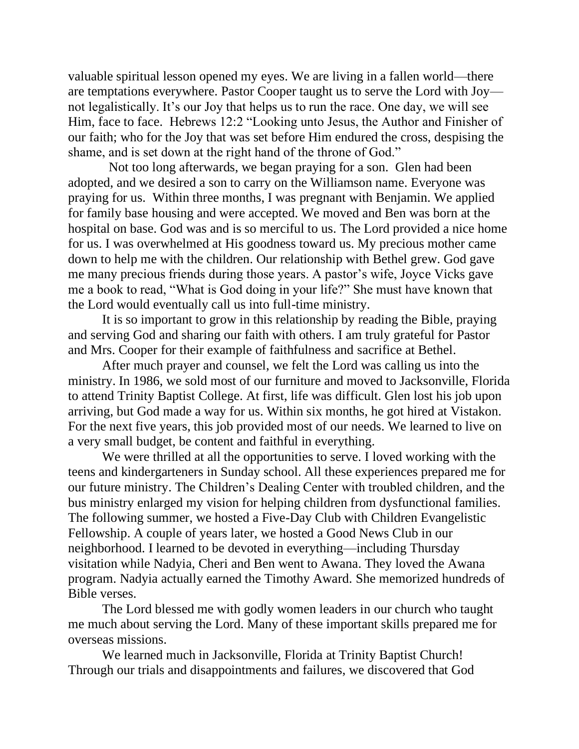valuable spiritual lesson opened my eyes. We are living in a fallen world—there are temptations everywhere. Pastor Cooper taught us to serve the Lord with Joy—not legalistically. It's our Joy that helps us to run the race. One day, we will see Him, face to face. Hebrews 12:2 "Looking unto Jesus, the Author and Finisher of our faith; who for the Joy that was set before Him endured the cross, despising the shame, and is set down at the right hand of the throne of God."

Not too long afterwards, we began praying for a son. Glen had been adopted, and we desired a son to carry on the Williamson name. Everyone was praying for us. Within three months, I was pregnant with Benjamin. We applied for family base housing and were accepted. We moved and Ben was born at the hospital on base. God was and is so merciful to us. The Lord provided a nice home for us. I was overwhelmed at His goodness toward us. My precious mother came down to help me with the children. Our relationship with Bethel grew. God gave me many precious friends during those years. A pastor's wife, Joyce Vicks gave me a book to read, "What is God doing in your life?" She must have known that the Lord would eventually call us into full-time ministry.

It is so important to grow in this relationship by reading the Bible, praying and serving God and sharing our faith with others. I am truly grateful for Pastor and Mrs. Cooper for their example of faithfulness and sacrifice at Bethel.

After much prayer and counsel, we felt the Lord was calling us into the ministry. In 1986, we sold most of our furniture and moved to Jacksonville, Florida to attend Trinity Baptist College. At first, life was difficult. Glen lost his job upon arriving, but God made a way for us. Within six months, he got hired at Vistakon. For the next five years, this job provided most of our needs. We learned to live on a very small budget, be content and faithful in everything.

We were thrilled at all the opportunities to serve. I loved working with the teens and kindergarteners in Sunday school. All these experiences prepared me for our future ministry. The Children's Dealing Center with troubled children, and the bus ministry enlarged my vision for helping children from dysfunctional families. The following summer, we hosted a Five-Day Club with Children Evangelistic Fellowship. A couple of years later, we hosted a Good News Club in our neighborhood. I learned to be devoted in everything—including Thursday visitation while Nadyia, Cheri and Ben went to Awana. They loved the Awana program. Nadyia actually earned the Timothy Award. She memorized hundreds of Bible verses.

The Lord blessed me with godly women leaders in our church who taught me much about serving the Lord. Many of these important skills prepared me for overseas missions.

We learned much in Jacksonville, Florida at Trinity Baptist Church! Through our trials and disappointments and failures, we discovered that God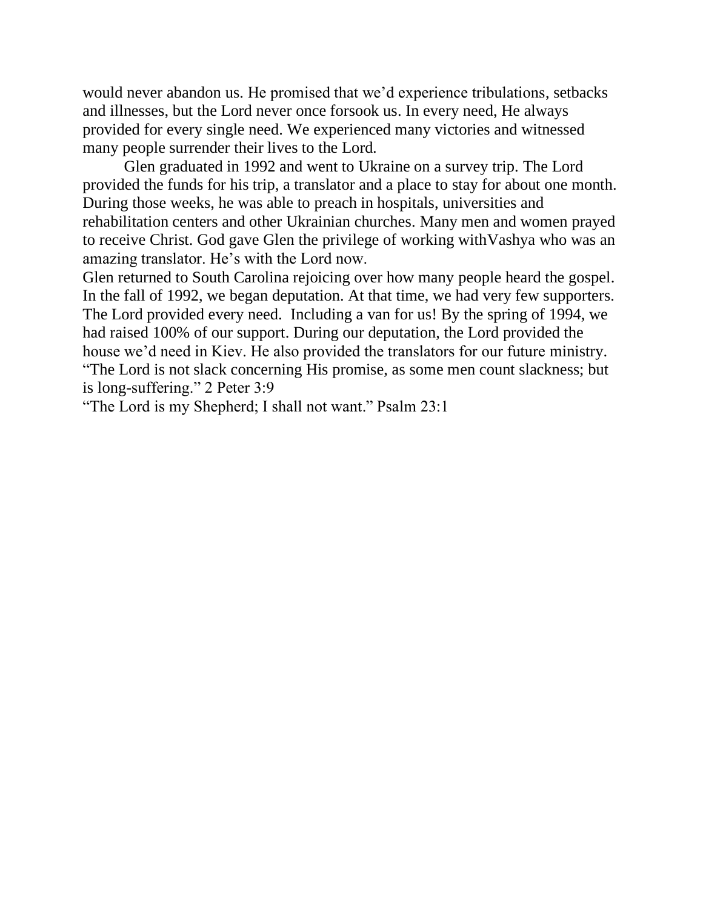would never abandon us. He promised that we'd experience tribulations, setbacks and illnesses, but the Lord never once forsook us. In every need, He always provided for every single need. We experienced many victories and witnessed many people surrender their lives to the Lord.

Glen graduated in 1992 and went to Ukraine on a survey trip. The Lord provided the funds for his trip, a translator and a place to stay for about one month. During those weeks, he was able to preach in hospitals, universities and rehabilitation centers and other Ukrainian churches. Many men and women prayed to receive Christ. God gave Glen the privilege of working withVashya who was an amazing translator. He's with the Lord now.

Glen returned to South Carolina rejoicing over how many people heard the gospel. In the fall of 1992, we began deputation. At that time, we had very few supporters. The Lord provided every need. Including a van for us! By the spring of 1994, we had raised 100% of our support. During our deputation, the Lord provided the house we'd need in Kiev. He also provided the translators for our future ministry.

"The Lord is not slack concerning His promise, as some men count slackness; but is long-suffering." 2 Peter 3:9

"The Lord is my Shepherd; I shall not want." Psalm 23:1